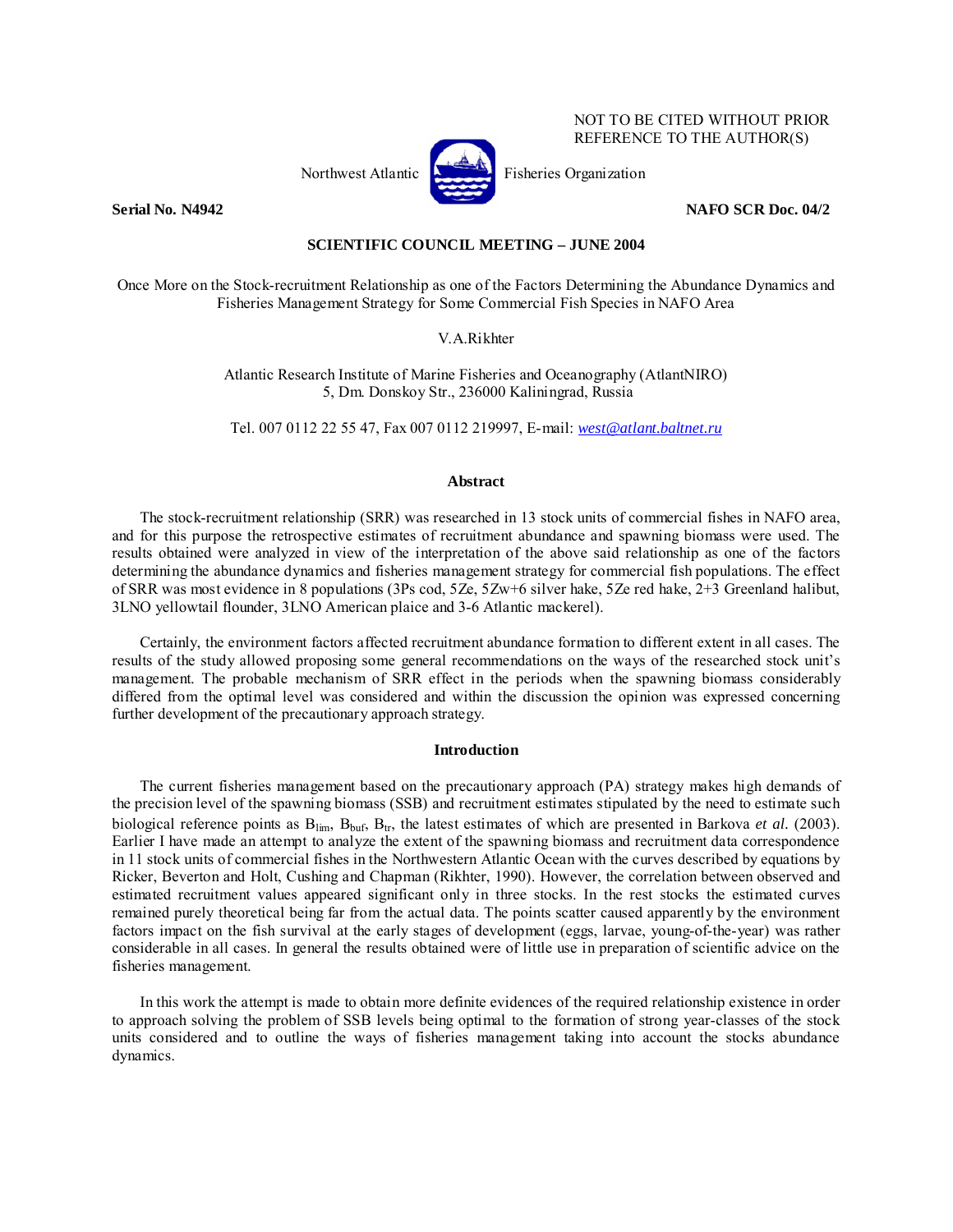NOT TO BE CITED WITHOUT PRIOR REFERENCE TO THE AUTHOR(S)

Northwest Atlantic Fisheries Organization

**Serial No. N4942** **NAFO SCR Doc. 04/2**

**SCIENTIFIC COUNCIL MEETING – JUNE 2004**

# Once More on the Stock-recruitment Relationship as one of the Factors Determining the Abundance Dynamics and Fisheries Management Strategy for Some Commercial Fish Species in NAFO Area

V.A.Rikhter

Atlantic Research Institute of Marine Fisheries and Oceanography (AtlantNIRO)
5, Dm. Donskoy Str., 236000 Kaliningrad, Russia

Tel. 007 0112 22 55 47, Fax 007 0112 219997, E-mail: west@atlant.baltnet.ru

## Abstract

The stock-recruitment relationship (SRR) was researched in 13 stock units of commercial fishes in NAFO area, and for this purpose the retrospective estimates of recruitment abundance and spawning biomass were used. The results obtained were analyzed in view of the interpretation of the above said relationship as one of the factors determining the abundance dynamics and fisheries management strategy for commercial fish populations. The effect of SRR was most evidence in 8 populations (3Ps cod, 5Ze, 5Zw+6 silver hake, 5Ze red hake, 2+3 Greenland halibut, 3LNO yellowtail flounder, 3LNO American plaice and 3-6 Atlantic mackerel).

Certainly, the environment factors affected recruitment abundance formation to different extent in all cases. The results of the study allowed proposing some general recommendations on the ways of the researched stock unit's management. The probable mechanism of SRR effect in the periods when the spawning biomass considerably differed from the optimal level was considered and within the discussion the opinion was expressed concerning further development of the precautionary approach strategy.

## Introduction

The current fisheries management based on the precautionary approach (PA) strategy makes high demands of the precision level of the spawning biomass (SSB) and recruitment estimates stipulated by the need to estimate such biological reference points as $B_{lim}$, $B_{buf}$, $B_{tr}$, the latest estimates of which are presented in Barkova *et al.* (2003). Earlier I have made an attempt to analyze the extent of the spawning biomass and recruitment data correspondence in 11 stock units of commercial fishes in the Northwestern Atlantic Ocean with the curves described by equations by Ricker, Beverton and Holt, Cushing and Chapman (Rikhter, 1990). However, the correlation between observed and estimated recruitment values appeared significant only in three stocks. In the rest stocks the estimated curves remained purely theoretical being far from the actual data. The points scatter caused apparently by the environment factors impact on the fish survival at the early stages of development (eggs, larvae, young-of-the-year) was rather considerable in all cases. In general the results obtained were of little use in preparation of scientific advice on the fisheries management.

In this work the attempt is made to obtain more definite evidences of the required relationship existence in order to approach solving the problem of SSB levels being optimal to the formation of strong year-classes of the stock units considered and to outline the ways of fisheries management taking into account the stocks abundance dynamics.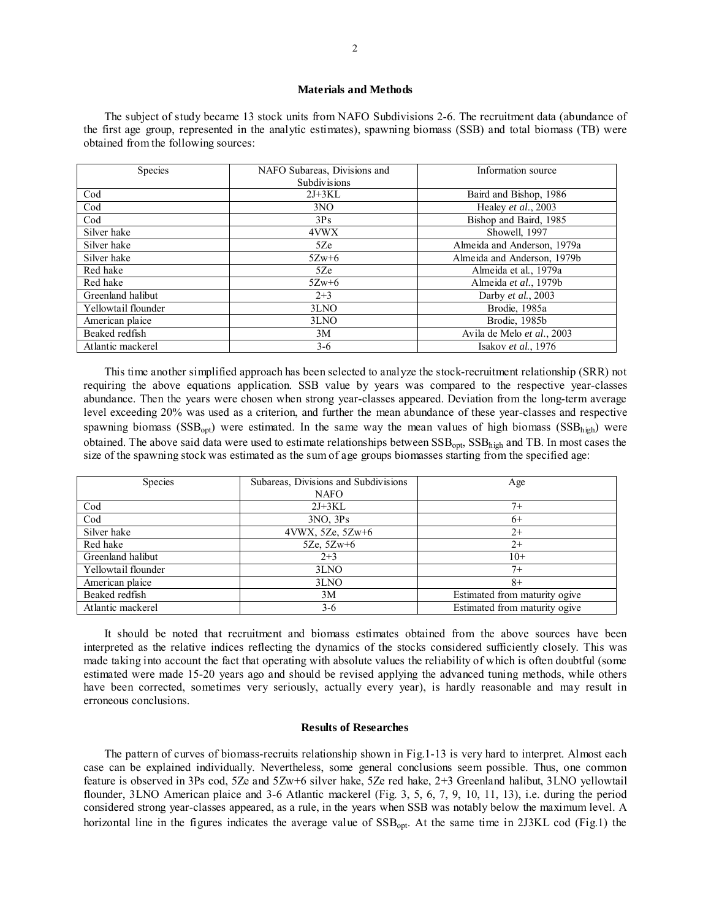## Materials and Methods

The subject of study became 13 stock units from NAFO Subdivisions 2-6. The recruitment data (abundance of the first age group, represented in the analytic estimates), spawning biomass (SSB) and total biomass (TB) were obtained from the following sources:

| Species | NAFO Subareas, Divisions and Subdivisions | Information source |
|---|---|---|
| Cod | 2J+3KL | Baird and Bishop, 1986 |
| Cod | 3NO | Healey *et al.*, 2003 |
| Cod | 3Ps | Bishop and Baird, 1985 |
| Silver hake | 4VWX | Showell, 1997 |
| Silver hake | 5Ze | Almeida and Anderson, 1979a |
| Silver hake | 5Zw+6 | Almeida and Anderson, 1979b |
| Red hake | 5Ze | Almeida et al., 1979a |
| Red hake | 5Zw+6 | Almeida *et al.*, 1979b |
| Greenland halibut | 2+3 | Darby *et al.*, 2003 |
| Yellowtail flounder | 3LNO | Brodie, 1985a |
| American plaice | 3LNO | Brodie, 1985b |
| Beaked redfish | 3M | Avila de Melo *et al.*, 2003 |
| Atlantic mackerel | 3-6 | Isakov *et al.*, 1976 |

This time another simplified approach has been selected to analyze the stock-recruitment relationship (SRR) not requiring the above equations application. SSB value by years was compared to the respective year-classes abundance. Then the years were chosen when strong year-classes appeared. Deviation from the long-term average level exceeding 20% was used as a criterion, and further the mean abundance of these year-classes and respective spawning biomass ($SSB_{opt}$) were estimated. In the same way the mean values of high biomass ($SSB_{high}$) were obtained. The above said data were used to estimate relationships between $SSB_{opt}$, $SSB_{high}$ and TB. In most cases the size of the spawning stock was estimated as the sum of age groups biomasses starting from the specified age:

| Species | Subareas, Divisions and Subdivisions NAFO | Age |
|---|---|---|
| Cod | 2J+3KL | 7+ |
| Cod | 3NO, 3Ps | 6+ |
| Silver hake | 4VWX, 5Ze, 5Zw+6 | 2+ |
| Red hake | 5Ze, 5Zw+6 | 2+ |
| Greenland halibut | 2+3 | 10+ |
| Yellowtail flounder | 3LNO | 7+ |
| American plaice | 3LNO | 8+ |
| Beaked redfish | 3M | Estimated from maturity ogive |
| Atlantic mackerel | 3-6 | Estimated from maturity ogive |

It should be noted that recruitment and biomass estimates obtained from the above sources have been interpreted as the relative indices reflecting the dynamics of the stocks considered sufficiently closely. This was made taking into account the fact that operating with absolute values the reliability of which is often doubtful (some estimated were made 15-20 years ago and should be revised applying the advanced tuning methods, while others have been corrected, sometimes very seriously, actually every year), is hardly reasonable and may result in erroneous conclusions.

## Results of Researches

The pattern of curves of biomass-recruits relationship shown in Fig.1-13 is very hard to interpret. Almost each case can be explained individually. Nevertheless, some general conclusions seem possible. Thus, one common feature is observed in 3Ps cod, 5Ze and 5Zw+6 silver hake, 5Ze red hake, 2+3 Greenland halibut, 3LNO yellowtail flounder, 3LNO American plaice and 3-6 Atlantic mackerel (Fig. 3, 5, 6, 7, 9, 10, 11, 13), i.e. during the period considered strong year-classes appeared, as a rule, in the years when SSB was notably below the maximum level. A horizontal line in the figures indicates the average value of $SSB_{opt}$. At the same time in 2J3KL cod (Fig.1) the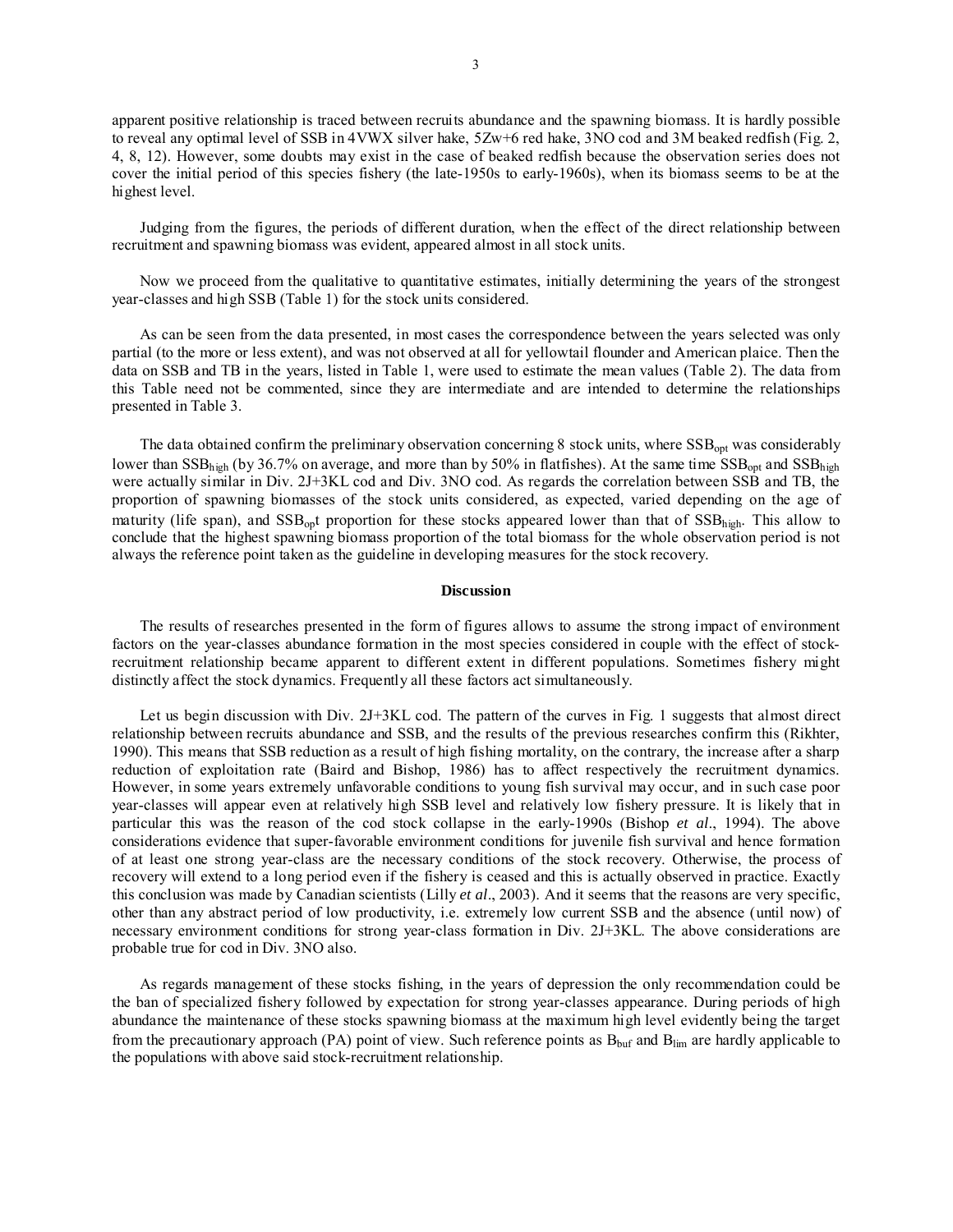apparent positive relationship is traced between recruits abundance and the spawning biomass. It is hardly possible to reveal any optimal level of SSB in 4VWX silver hake, 5Zw+6 red hake, 3NO cod and 3M beaked redfish (Fig. 2, 4, 8, 12). However, some doubts may exist in the case of beaked redfish because the observation series does not cover the initial period of this species fishery (the late-1950s to early-1960s), when its biomass seems to be at the highest level.

Judging from the figures, the periods of different duration, when the effect of the direct relationship between recruitment and spawning biomass was evident, appeared almost in all stock units.

Now we proceed from the qualitative to quantitative estimates, initially determining the years of the strongest year-classes and high SSB (Table 1) for the stock units considered.

As can be seen from the data presented, in most cases the correspondence between the years selected was only partial (to the more or less extent), and was not observed at all for yellowtail flounder and American plaice. Then the data on SSB and TB in the years, listed in Table 1, were used to estimate the mean values (Table 2). The data from this Table need not be commented, since they are intermediate and are intended to determine the relationships presented in Table 3.

The data obtained confirm the preliminary observation concerning 8 stock units, where $SSB_{opt}$ was considerably lower than $SSB_{high}$ (by 36.7% on average, and more than by 50% in flatfishes). At the same time $SSB_{opt}$ and $SSB_{high}$ were actually similar in Div. 2J+3KL cod and Div. 3NO cod. As regards the correlation between SSB and TB, the proportion of spawning biomasses of the stock units considered, as expected, varied depending on the age of maturity (life span), and $SSB_{op}$t proportion for these stocks appeared lower than that of $SSB_{high}$. This allow to conclude that the highest spawning biomass proportion of the total biomass for the whole observation period is not always the reference point taken as the guideline in developing measures for the stock recovery.

## Discussion

The results of researches presented in the form of figures allows to assume the strong impact of environment factors on the year-classes abundance formation in the most species considered in couple with the effect of stock-recruitment relationship became apparent to different extent in different populations. Sometimes fishery might distinctly affect the stock dynamics. Frequently all these factors act simultaneously.

Let us begin discussion with Div. 2J+3KL cod. The pattern of the curves in Fig. 1 suggests that almost direct relationship between recruits abundance and SSB, and the results of the previous researches confirm this (Rikhter, 1990). This means that SSB reduction as a result of high fishing mortality, on the contrary, the increase after a sharp reduction of exploitation rate (Baird and Bishop, 1986) has to affect respectively the recruitment dynamics. However, in some years extremely unfavorable conditions to young fish survival may occur, and in such case poor year-classes will appear even at relatively high SSB level and relatively low fishery pressure. It is likely that in particular this was the reason of the cod stock collapse in the early-1990s (Bishop *et al*., 1994). The above considerations evidence that super-favorable environment conditions for juvenile fish survival and hence formation of at least one strong year-class are the necessary conditions of the stock recovery. Otherwise, the process of recovery will extend to a long period even if the fishery is ceased and this is actually observed in practice. Exactly this conclusion was made by Canadian scientists (Lilly *et al*., 2003). And it seems that the reasons are very specific, other than any abstract period of low productivity, i.e. extremely low current SSB and the absence (until now) of necessary environment conditions for strong year-class formation in Div. 2J+3KL. The above considerations are probable true for cod in Div. 3NO also.

As regards management of these stocks fishing, in the years of depression the only recommendation could be the ban of specialized fishery followed by expectation for strong year-classes appearance. During periods of high abundance the maintenance of these stocks spawning biomass at the maximum high level evidently being the target from the precautionary approach (PA) point of view. Such reference points as $B_{buf}$ and $B_{lim}$ are hardly applicable to the populations with above said stock-recruitment relationship.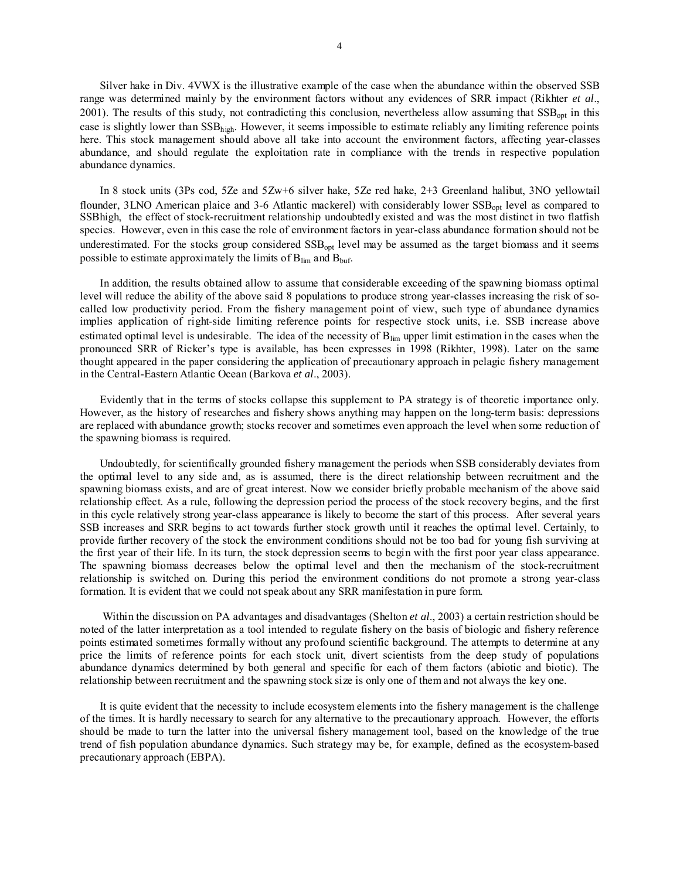Silver hake in Div. 4VWX is the illustrative example of the case when the abundance within the observed SSB range was determined mainly by the environment factors without any evidences of SRR impact (Rikhter *et al*., 2001). The results of this study, not contradicting this conclusion, nevertheless allow assuming that $SSB_{opt}$ in this case is slightly lower than $SSB_{high}$. However, it seems impossible to estimate reliably any limiting reference points here. This stock management should above all take into account the environment factors, affecting year-classes abundance, and should regulate the exploitation rate in compliance with the trends in respective population abundance dynamics.

In 8 stock units (3Ps cod, 5Ze and 5Zw+6 silver hake, 5Ze red hake, 2+3 Greenland halibut, 3NO yellowtail flounder, 3LNO American plaice and 3-6 Atlantic mackerel) with considerably lower $SSB_{opt}$ level as compared to SSBhigh, the effect of stock-recruitment relationship undoubtedly existed and was the most distinct in two flatfish species. However, even in this case the role of environment factors in year-class abundance formation should not be underestimated. For the stocks group considered $SSB_{opt}$ level may be assumed as the target biomass and it seems possible to estimate approximately the limits of $B_{lim}$ and $B_{buf}$.

In addition, the results obtained allow to assume that considerable exceeding of the spawning biomass optimal level will reduce the ability of the above said 8 populations to produce strong year-classes increasing the risk of so-called low productivity period. From the fishery management point of view, such type of abundance dynamics implies application of right-side limiting reference points for respective stock units, i.e. SSB increase above estimated optimal level is undesirable. The idea of the necessity of $B_{lim}$ upper limit estimation in the cases when the pronounced SRR of Ricker's type is available, has been expresses in 1998 (Rikhter, 1998). Later on the same thought appeared in the paper considering the application of precautionary approach in pelagic fishery management in the Central-Eastern Atlantic Ocean (Barkova *et al*., 2003).

Evidently that in the terms of stocks collapse this supplement to PA strategy is of theoretic importance only. However, as the history of researches and fishery shows anything may happen on the long-term basis: depressions are replaced with abundance growth; stocks recover and sometimes even approach the level when some reduction of the spawning biomass is required.

Undoubtedly, for scientifically grounded fishery management the periods when SSB considerably deviates from the optimal level to any side and, as is assumed, there is the direct relationship between recruitment and the spawning biomass exists, and are of great interest. Now we consider briefly probable mechanism of the above said relationship effect. As a rule, following the depression period the process of the stock recovery begins, and the first in this cycle relatively strong year-class appearance is likely to become the start of this process. After several years SSB increases and SRR begins to act towards further stock growth until it reaches the optimal level. Certainly, to provide further recovery of the stock the environment conditions should not be too bad for young fish surviving at the first year of their life. In its turn, the stock depression seems to begin with the first poor year class appearance. The spawning biomass decreases below the optimal level and then the mechanism of the stock-recruitment relationship is switched on. During this period the environment conditions do not promote a strong year-class formation. It is evident that we could not speak about any SRR manifestation in pure form.

Within the discussion on PA advantages and disadvantages (Shelton *et al*., 2003) a certain restriction should be noted of the latter interpretation as a tool intended to regulate fishery on the basis of biologic and fishery reference points estimated sometimes formally without any profound scientific background. The attempts to determine at any price the limits of reference points for each stock unit, divert scientists from the deep study of populations abundance dynamics determined by both general and specific for each of them factors (abiotic and biotic). The relationship between recruitment and the spawning stock size is only one of them and not always the key one.

It is quite evident that the necessity to include ecosystem elements into the fishery management is the challenge of the times. It is hardly necessary to search for any alternative to the precautionary approach. However, the efforts should be made to turn the latter into the universal fishery management tool, based on the knowledge of the true trend of fish population abundance dynamics. Such strategy may be, for example, defined as the ecosystem-based precautionary approach (EBPA).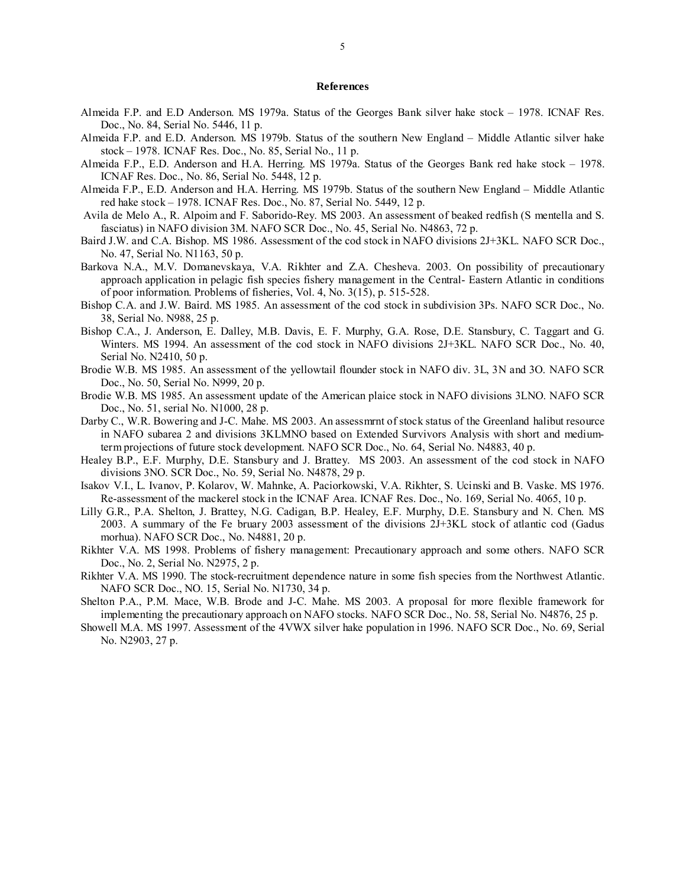## References

Almeida F.P. and E.D Anderson. MS 1979a. Status of the Georges Bank silver hake stock – 1978. ICNAF Res. Doc., No. 84, Serial No. 5446, 11 p.

Almeida F.P. and E.D. Anderson. MS 1979b. Status of the southern New England – Middle Atlantic silver hake stock – 1978. ICNAF Res. Doc., No. 85, Serial No., 11 p.

Almeida F.P., E.D. Anderson and H.A. Herring. MS 1979a. Status of the Georges Bank red hake stock – 1978. ICNAF Res. Doc., No. 86, Serial No. 5448, 12 p.

Almeida F.P., E.D. Anderson and H.A. Herring. MS 1979b. Status of the southern New England – Middle Atlantic red hake stock – 1978. ICNAF Res. Doc., No. 87, Serial No. 5449, 12 p.

Avila de Melo A., R. Alpoim and F. Saborido-Rey. MS 2003. An assessment of beaked redfish (S mentella and S. fasciatus) in NAFO division 3M. NAFO SCR Doc., No. 45, Serial No. N4863, 72 p.

Baird J.W. and C.A. Bishop. MS 1986. Assessment of the cod stock in NAFO divisions 2J+3KL. NAFO SCR Doc., No. 47, Serial No. N1163, 50 p.

Barkova N.A., M.V. Domanevskaya, V.A. Rikhter and Z.A. Chesheva. 2003. On possibility of precautionary approach application in pelagic fish species fishery management in the Central- Eastern Atlantic in conditions of poor information. Problems of fisheries, Vol. 4, No. 3(15), p. 515-528.

Bishop C.A. and J.W. Baird. MS 1985. An assessment of the cod stock in subdivision 3Ps. NAFO SCR Doc., No. 38, Serial No. N988, 25 p.

Bishop C.A., J. Anderson, E. Dalley, M.B. Davis, E. F. Murphy, G.A. Rose, D.E. Stansbury, C. Taggart and G. Winters. MS 1994. An assessment of the cod stock in NAFO divisions 2J+3KL. NAFO SCR Doc., No. 40, Serial No. N2410, 50 p.

Brodie W.B. MS 1985. An assessment of the yellowtail flounder stock in NAFO div. 3L, 3N and 3O. NAFO SCR Doc., No. 50, Serial No. N999, 20 p.

Brodie W.B. MS 1985. An assessment update of the American plaice stock in NAFO divisions 3LNO. NAFO SCR Doc., No. 51, serial No. N1000, 28 p.

Darby C., W.R. Bowering and J-C. Mahe. MS 2003. An assessmrnt of stock status of the Greenland halibut resource in NAFO subarea 2 and divisions 3KLMNO based on Extended Survivors Analysis with short and medium-term projections of future stock development. NAFO SCR Doc., No. 64, Serial No. N4883, 40 p.

Healey B.P., E.F. Murphy, D.E. Stansbury and J. Brattey. MS 2003. An assessment of the cod stock in NAFO divisions 3NO. SCR Doc., No. 59, Serial No. N4878, 29 p.

Isakov V.I., L. Ivanov, P. Kolarov, W. Mahnke, A. Paciorkowski, V.A. Rikhter, S. Ucinski and B. Vaske. MS 1976. Re-assessment of the mackerel stock in the ICNAF Area. ICNAF Res. Doc., No. 169, Serial No. 4065, 10 p.

Lilly G.R., P.A. Shelton, J. Brattey, N.G. Cadigan, B.P. Healey, E.F. Murphy, D.E. Stansbury and N. Chen. MS 2003. A summary of the Fe bruary 2003 assessment of the divisions 2J+3KL stock of atlantic cod (Gadus morhua). NAFO SCR Doc., No. N4881, 20 p.

Rikhter V.A. MS 1998. Problems of fishery management: Precautionary approach and some others. NAFO SCR Doc., No. 2, Serial No. N2975, 2 p.

Rikhter V.A. MS 1990. The stock-recruitment dependence nature in some fish species from the Northwest Atlantic. NAFO SCR Doc., NO. 15, Serial No. N1730, 34 p.

Shelton P.A., P.M. Mace, W.B. Brode and J-C. Mahe. MS 2003. A proposal for more flexible framework for implementing the precautionary approach on NAFO stocks. NAFO SCR Doc., No. 58, Serial No. N4876, 25 p.

Showell M.A. MS 1997. Assessment of the 4VWX silver hake population in 1996. NAFO SCR Doc., No. 69, Serial No. N2903, 27 p.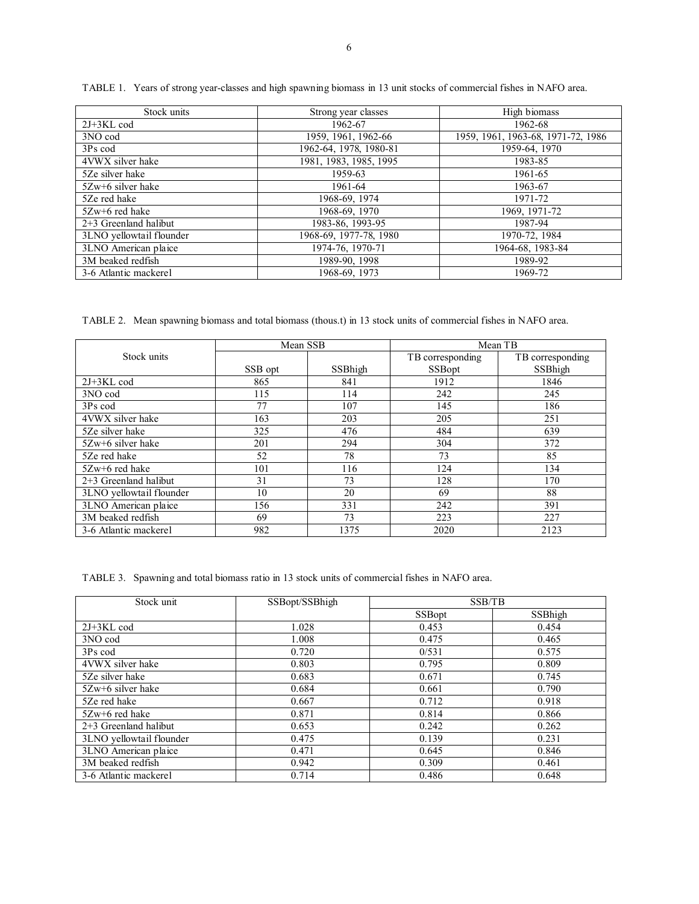TABLE 1. Years of strong year-classes and high spawning biomass in 13 unit stocks of commercial fishes in NAFO area.

| Stock units | Strong year classes | High biomass |
|---|---|---|
| 2J+3KL cod | 1962-67 | 1962-68 |
| 3NO cod | 1959, 1961, 1962-66 | 1959, 1961, 1963-68, 1971-72, 1986 |
| 3Ps cod | 1962-64, 1978, 1980-81 | 1959-64, 1970 |
| 4VWX silver hake | 1981, 1983, 1985, 1995 | 1983-85 |
| 5Ze silver hake | 1959-63 | 1961-65 |
| 5Zw+6 silver hake | 1961-64 | 1963-67 |
| 5Ze red hake | 1968-69, 1974 | 1971-72 |
| 5Zw+6 red hake | 1968-69, 1970 | 1969, 1971-72 |
| 2+3 Greenland halibut | 1983-86, 1993-95 | 1987-94 |
| 3LNO yellowtail flounder | 1968-69, 1977-78, 1980 | 1970-72, 1984 |
| 3LNO American plaice | 1974-76, 1970-71 | 1964-68, 1983-84 |
| 3M beaked redfish | 1989-90, 1998 | 1989-92 |
| 3-6 Atlantic mackerel | 1968-69, 1973 | 1969-72 |

TABLE 2. Mean spawning biomass and total biomass (thous.t) in 13 stock units of commercial fishes in NAFO area.

| Stock units | Mean SSB | | Mean TB | |
|---|---|---|---|---|
| | SSB opt | SSBhigh | TB corresponding SSBopt | TB corresponding SSBhigh |
| 2J+3KL cod | 865 | 841 | 1912 | 1846 |
| 3NO cod | 115 | 114 | 242 | 245 |
| 3Ps cod | 77 | 107 | 145 | 186 |
| 4VWX silver hake | 163 | 203 | 205 | 251 |
| 5Ze silver hake | 325 | 476 | 484 | 639 |
| 5Zw+6 silver hake | 201 | 294 | 304 | 372 |
| 5Ze red hake | 52 | 78 | 73 | 85 |
| 5Zw+6 red hake | 101 | 116 | 124 | 134 |
| 2+3 Greenland halibut | 31 | 73 | 128 | 170 |
| 3LNO yellowtail flounder | 10 | 20 | 69 | 88 |
| 3LNO American plaice | 156 | 331 | 242 | 391 |
| 3M beaked redfish | 69 | 73 | 223 | 227 |
| 3-6 Atlantic mackerel | 982 | 1375 | 2020 | 2123 |

TABLE 3. Spawning and total biomass ratio in 13 stock units of commercial fishes in NAFO area.

| Stock unit | SSBopt/SSBhigh | SSB/TB | |
|---|---|---|---|
| | | SSBopt | SSBhigh |
| 2J+3KL cod | 1.028 | 0.453 | 0.454 |
| 3NO cod | 1.008 | 0.475 | 0.465 |
| 3Ps cod | 0.720 | 0/531 | 0.575 |
| 4VWX silver hake | 0.803 | 0.795 | 0.809 |
| 5Ze silver hake | 0.683 | 0.671 | 0.745 |
| 5Zw+6 silver hake | 0.684 | 0.661 | 0.790 |
| 5Ze red hake | 0.667 | 0.712 | 0.918 |
| 5Zw+6 red hake | 0.871 | 0.814 | 0.866 |
| 2+3 Greenland halibut | 0.653 | 0.242 | 0.262 |
| 3LNO yellowtail flounder | 0.475 | 0.139 | 0.231 |
| 3LNO American plaice | 0.471 | 0.645 | 0.846 |
| 3M beaked redfish | 0.942 | 0.309 | 0.461 |
| 3-6 Atlantic mackerel | 0.714 | 0.486 | 0.648 |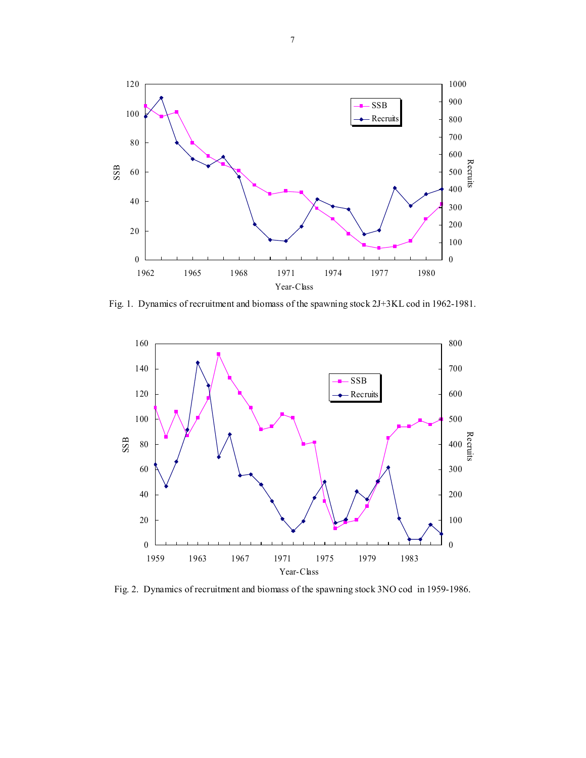Fig. 1. Dynamics of recruitment and biomass of the spawning stock 2J+3KL cod in 1962-1981.

Fig. 2. Dynamics of recruitment and biomass of the spawning stock 3NO cod in 1959-1986.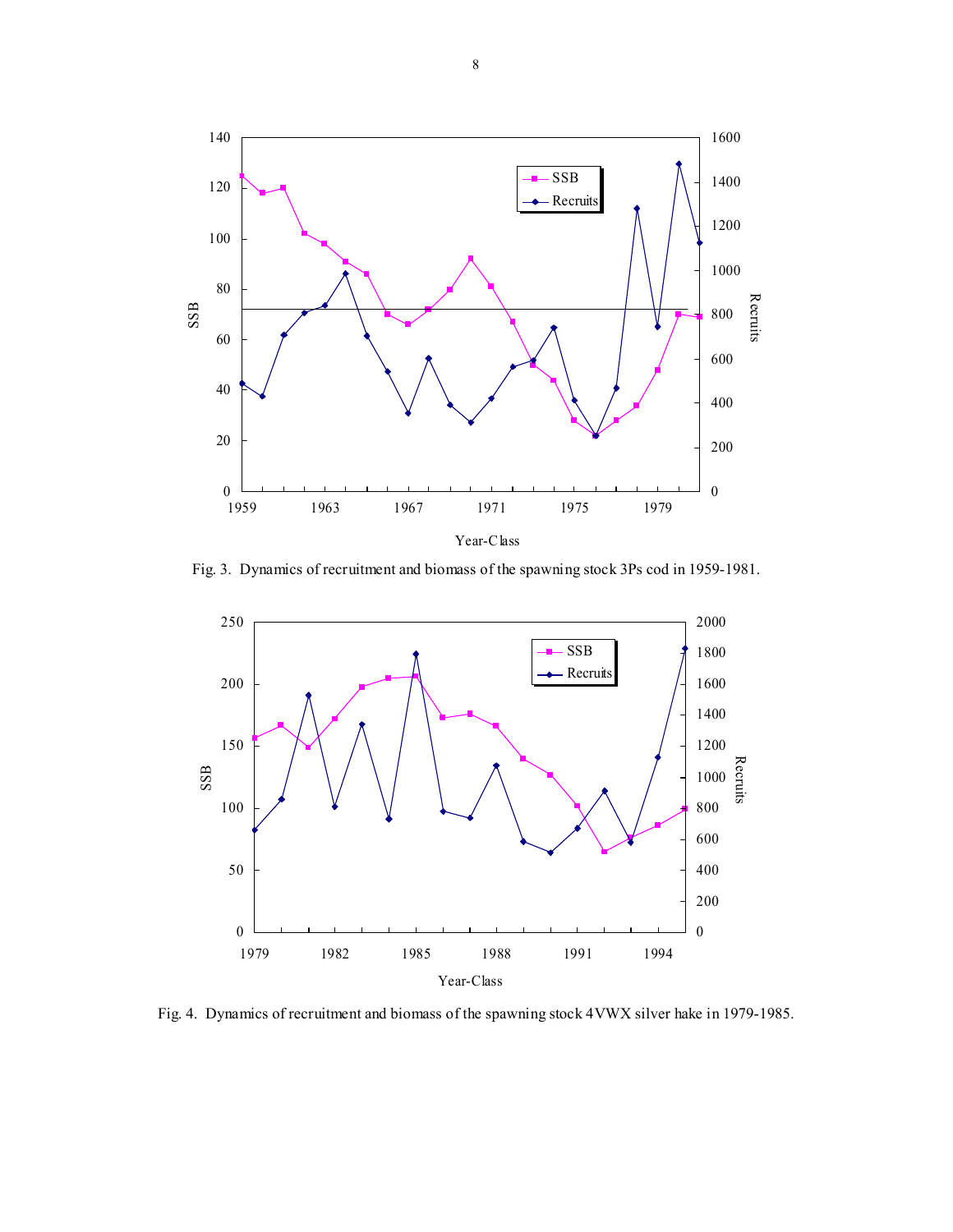Fig. 3. Dynamics of recruitment and biomass of the spawning stock 3Ps cod in 1959-1981.

Fig. 4. Dynamics of recruitment and biomass of the spawning stock 4VWX silver hake in 1979-1985.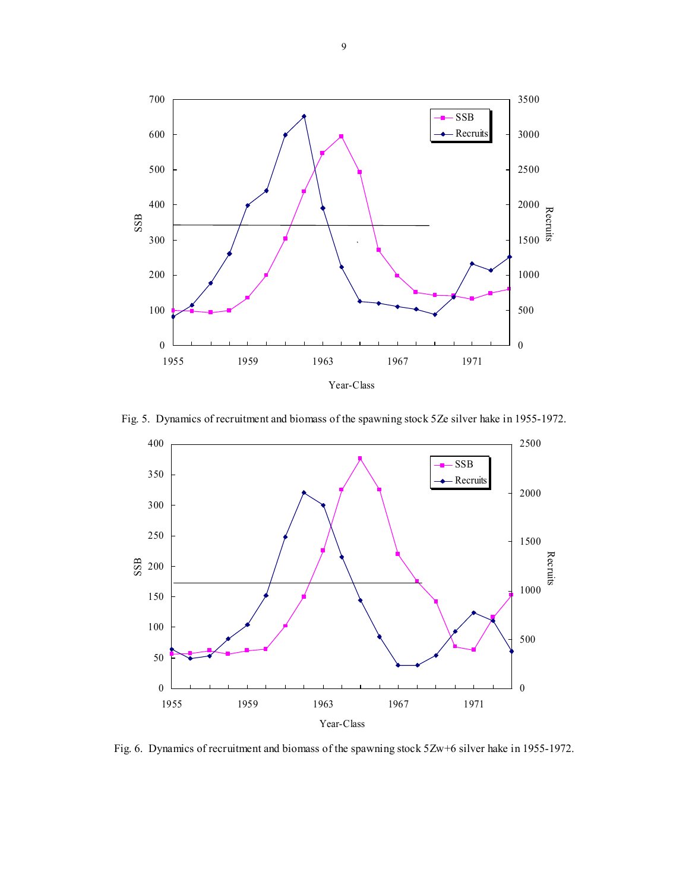Fig. 5. Dynamics of recruitment and biomass of the spawning stock 5Ze silver hake in 1955-1972.

Fig. 6. Dynamics of recruitment and biomass of the spawning stock 5Zw+6 silver hake in 1955-1972.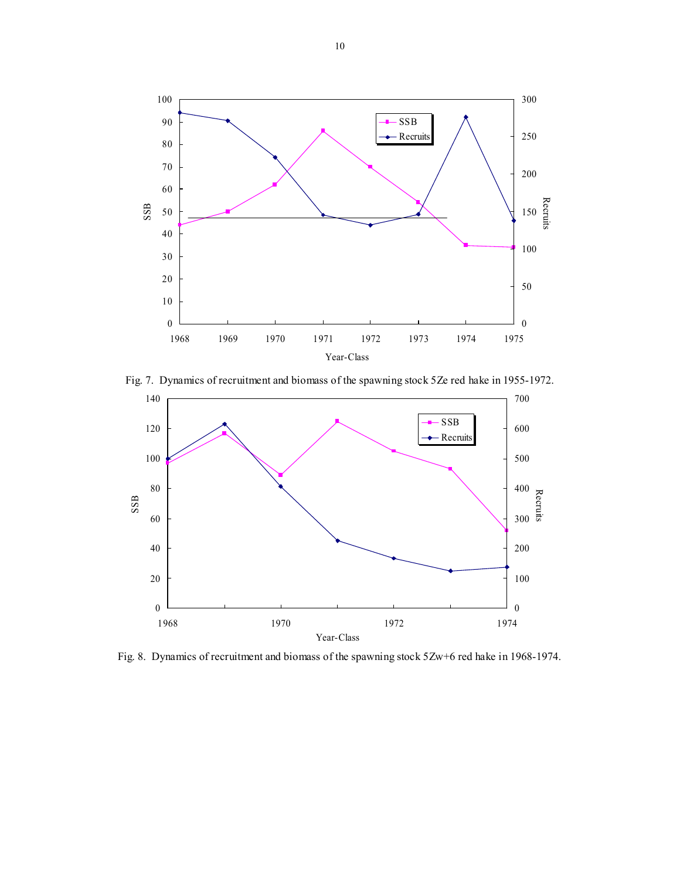Fig. 7. Dynamics of recruitment and biomass of the spawning stock 5Ze red hake in 1955-1972.

Fig. 8. Dynamics of recruitment and biomass of the spawning stock 5Zw+6 red hake in 1968-1974.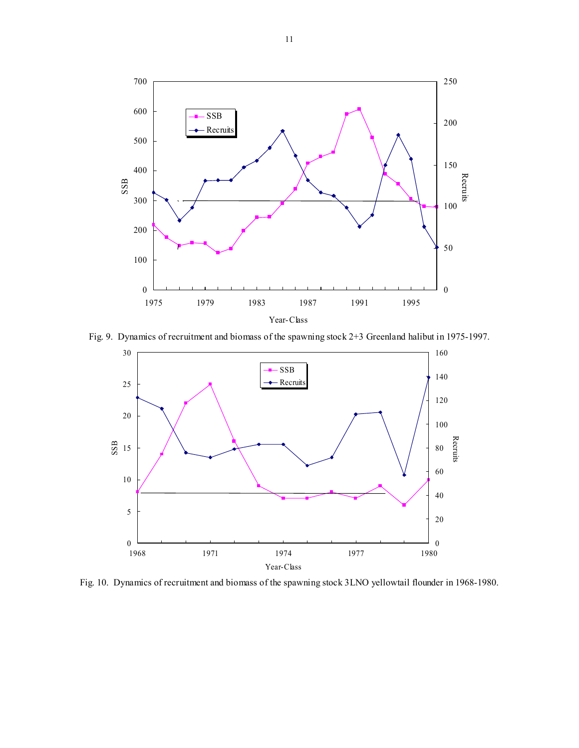Fig. 9. Dynamics of recruitment and biomass of the spawning stock 2+3 Greenland halibut in 1975-1997.

Fig. 10. Dynamics of recruitment and biomass of the spawning stock 3LNO yellowtail flounder in 1968-1980.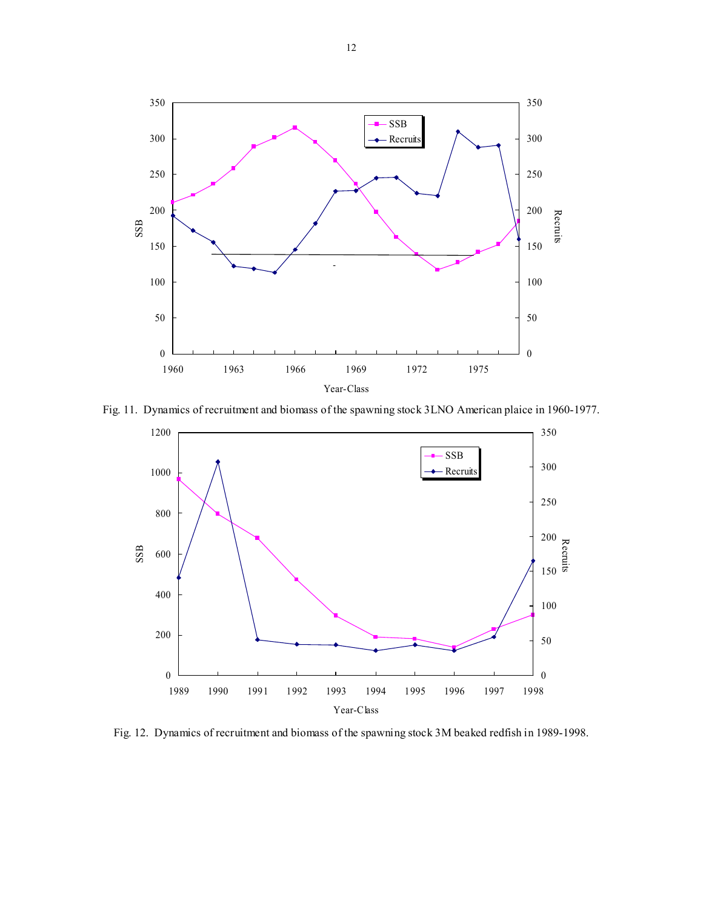Fig. 11. Dynamics of recruitment and biomass of the spawning stock 3LNO American plaice in 1960-1977.

Fig. 12. Dynamics of recruitment and biomass of the spawning stock 3M beaked redfish in 1989-1998.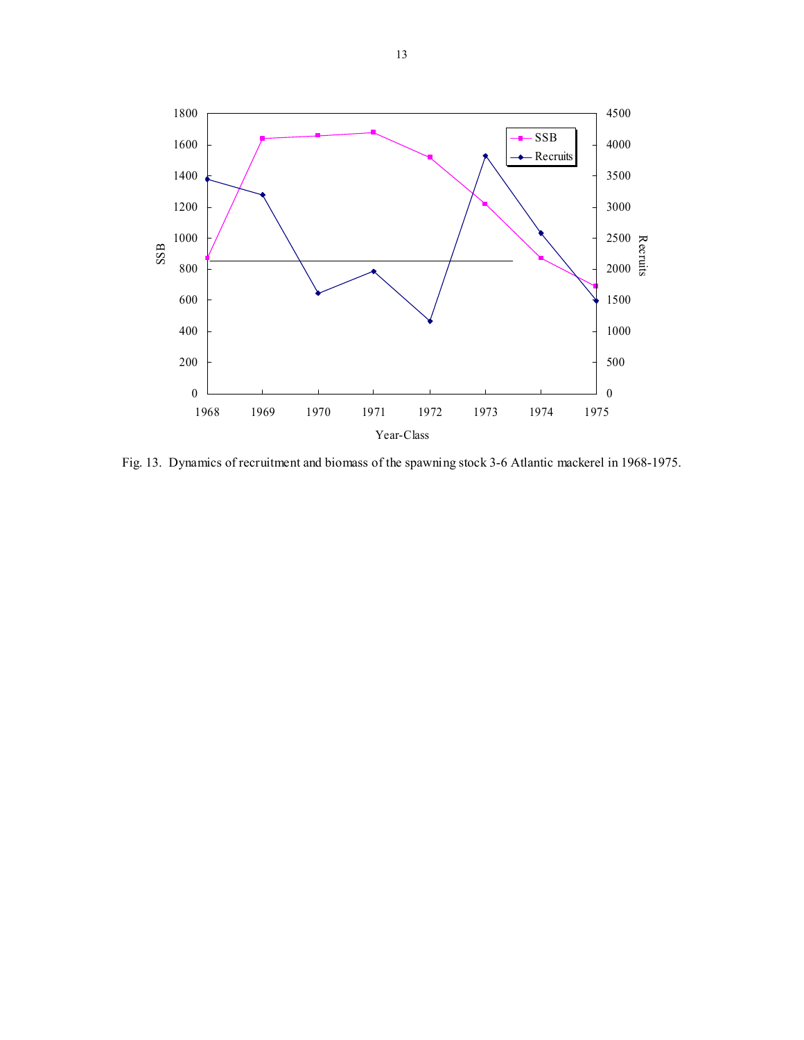1800
1600
1400
1200
1000
800
600
400
200
0

SSB

4500
4000
3500
3000
2500
2000
1500
1000
500
0

Recruits

SSB
Recruits

1968
1969
1970
1971
1972
1973
1974
1975

Year-Class

Fig. 13. Dynamics of recruitment and biomass of the spawning stock 3-6 Atlantic mackerel in 1968-1975.